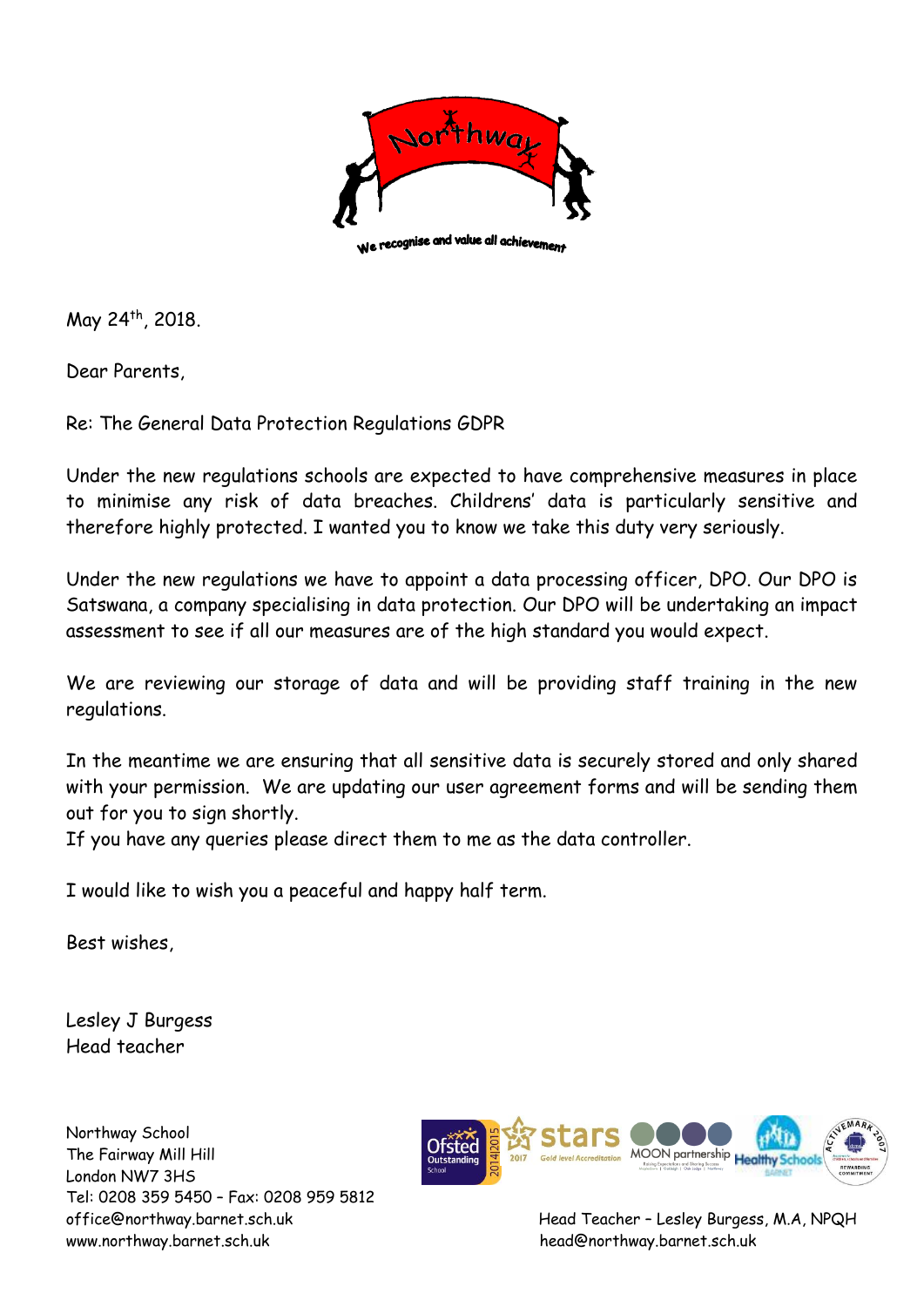Northway

We recognise and value all achievement

May 24th, 2018.

Dear Parents,

Re: The General Data Protection Regulations GDPR

Under the new regulations schools are expected to have comprehensive measures in place to minimise any risk of data breaches. Childrens' data is particularly sensitive and therefore highly protected. I wanted you to know we take this duty very seriously.

Under the new regulations we have to appoint a data processing officer, DPO. Our DPO is Satswana, a company specialising in data protection. Our DPO will be undertaking an impact assessment to see if all our measures are of the high standard you would expect.

We are reviewing our storage of data and will be providing staff training in the new regulations.

In the meantime we are ensuring that all sensitive data is securely stored and only shared with your permission. We are updating our user agreement forms and will be sending them out for you to sign shortly.
If you have any queries please direct them to me as the data controller.

I would like to wish you a peaceful and happy half term.

Best wishes,

Lesley J Burgess
Head teacher

Northway School
The Fairway Mill Hill
London NW7 3HS
Tel: 0208 359 5450 – Fax: 0208 959 5812
office@northway.barnet.sch.uk
www.northway.barnet.sch.uk

Head Teacher – Lesley Burgess, M.A, NPQH
head@northway.barnet.sch.uk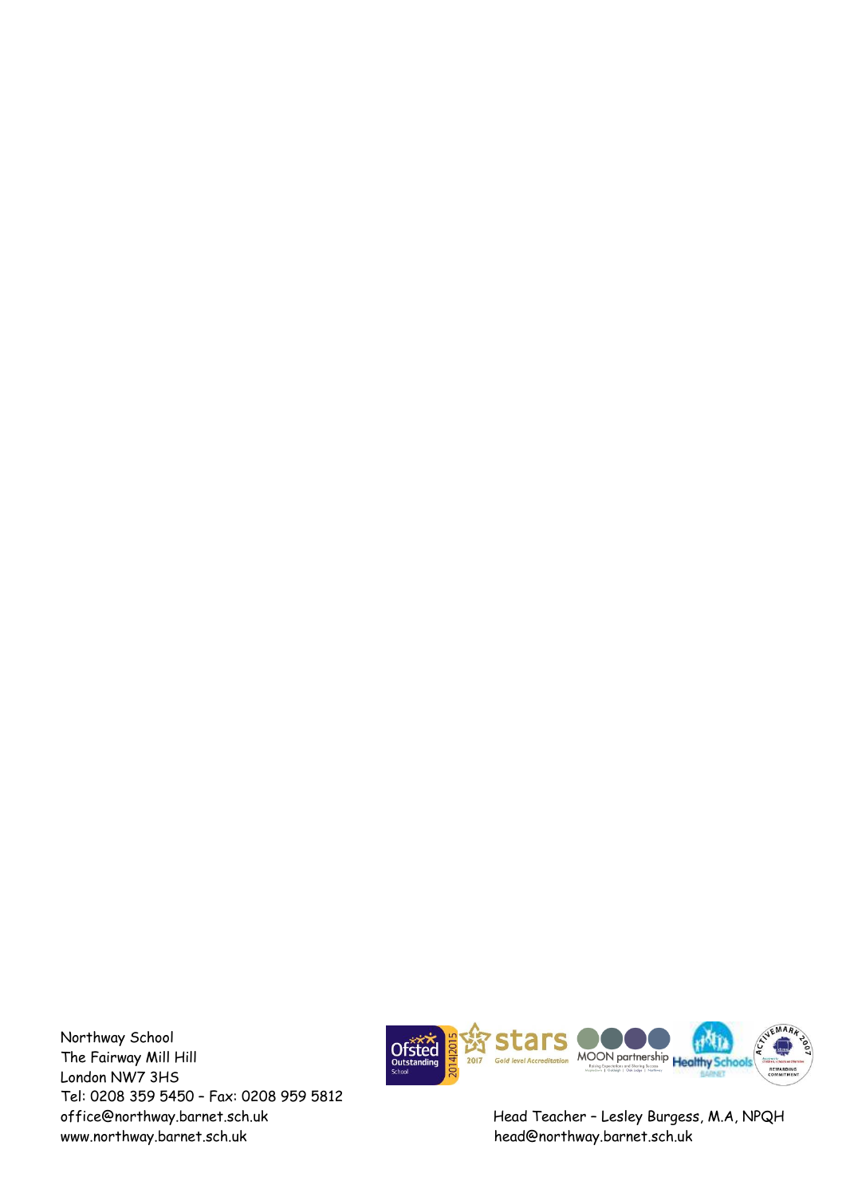Northway School
The Fairway Mill Hill
London NW7 3HS
Tel: 0208 359 5450 – Fax: 0208 959 5812
office@northway.barnet.sch.uk
www.northway.barnet.sch.uk

Head Teacher – Lesley Burgess, M.A, NPQH
head@northway.barnet.sch.uk